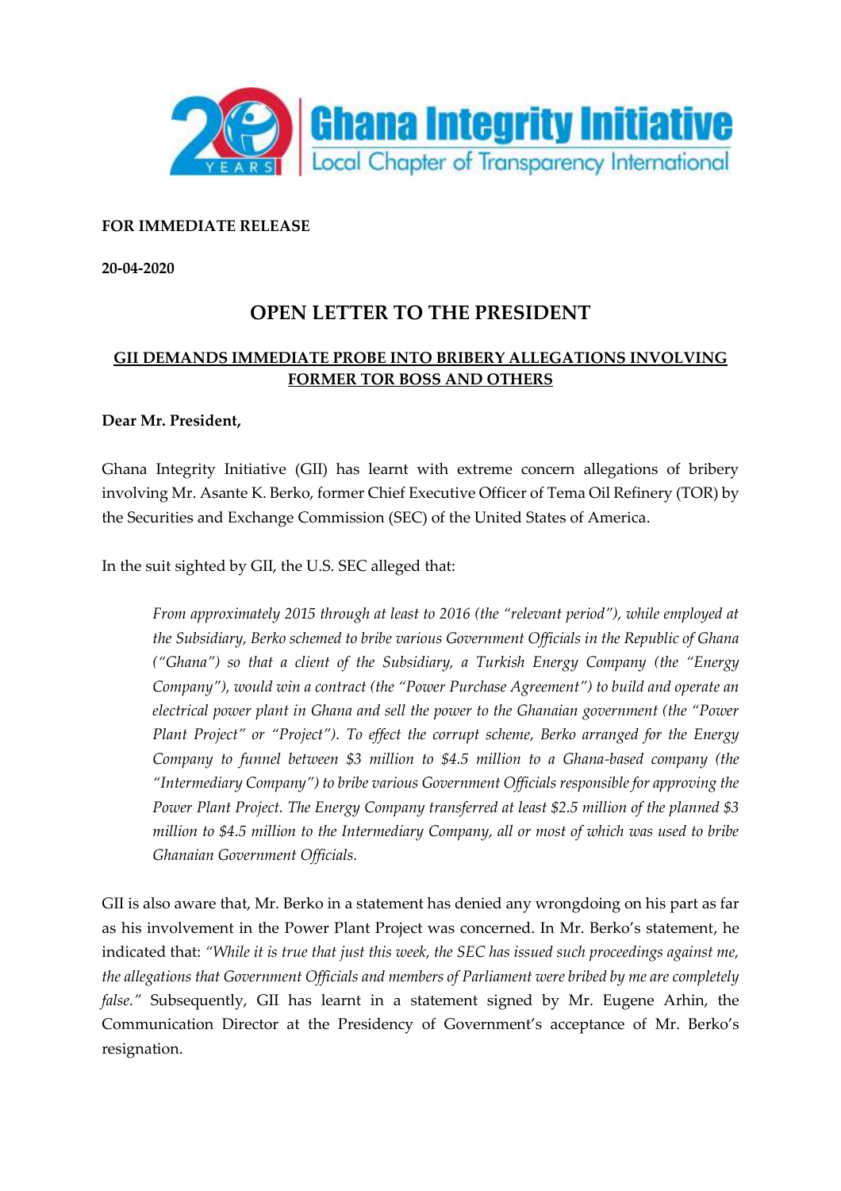Ghana Integrity Initiative
Local Chapter of Transparency International

**FOR IMMEDIATE RELEASE**

**20-04-2020**

# OPEN LETTER TO THE PRESIDENT

## GII DEMANDS IMMEDIATE PROBE INTO BRIBERY ALLEGATIONS INVOLVING FORMER TOR BOSS AND OTHERS

**Dear Mr. President,**

Ghana Integrity Initiative (GII) has learnt with extreme concern allegations of bribery involving Mr. Asante K. Berko, former Chief Executive Officer of Tema Oil Refinery (TOR) by the Securities and Exchange Commission (SEC) of the United States of America.

In the suit sighted by GII, the U.S. SEC alleged that:

> *From approximately 2015 through at least to 2016 (the "relevant period"), while employed at the Subsidiary, Berko schemed to bribe various Government Officials in the Republic of Ghana ("Ghana") so that a client of the Subsidiary, a Turkish Energy Company (the "Energy Company"), would win a contract (the "Power Purchase Agreement") to build and operate an electrical power plant in Ghana and sell the power to the Ghanaian government (the "Power Plant Project" or "Project"). To effect the corrupt scheme, Berko arranged for the Energy Company to funnel between $3 million to $4.5 million to a Ghana-based company (the "Intermediary Company") to bribe various Government Officials responsible for approving the Power Plant Project. The Energy Company transferred at least $2.5 million of the planned $3 million to $4.5 million to the Intermediary Company, all or most of which was used to bribe Ghanaian Government Officials.*

GII is also aware that, Mr. Berko in a statement has denied any wrongdoing on his part as far as his involvement in the Power Plant Project was concerned. In Mr. Berko's statement, he indicated that: *"While it is true that just this week, the SEC has issued such proceedings against me, the allegations that Government Officials and members of Parliament were bribed by me are completely false."* Subsequently, GII has learnt in a statement signed by Mr. Eugene Arhin, the Communication Director at the Presidency of Government's acceptance of Mr. Berko's resignation.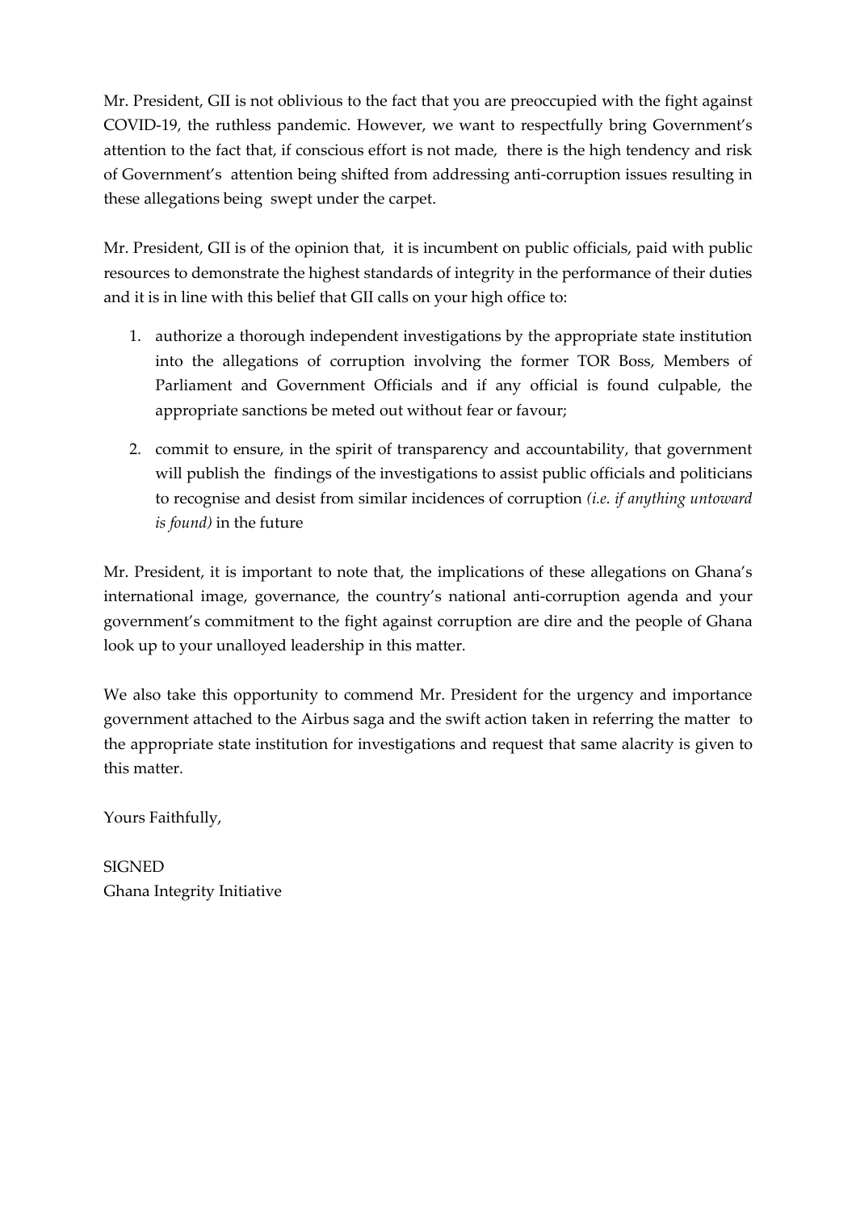Mr. President, GII is not oblivious to the fact that you are preoccupied with the fight against COVID-19, the ruthless pandemic. However, we want to respectfully bring Government's attention to the fact that, if conscious effort is not made, there is the high tendency and risk of Government's attention being shifted from addressing anti-corruption issues resulting in these allegations being swept under the carpet.

Mr. President, GII is of the opinion that, it is incumbent on public officials, paid with public resources to demonstrate the highest standards of integrity in the performance of their duties and it is in line with this belief that GII calls on your high office to:

1. authorize a thorough independent investigations by the appropriate state institution into the allegations of corruption involving the former TOR Boss, Members of Parliament and Government Officials and if any official is found culpable, the appropriate sanctions be meted out without fear or favour;
2. commit to ensure, in the spirit of transparency and accountability, that government will publish the findings of the investigations to assist public officials and politicians to recognise and desist from similar incidences of corruption *(i.e. if anything untoward is found)* in the future

Mr. President, it is important to note that, the implications of these allegations on Ghana's international image, governance, the country's national anti-corruption agenda and your government's commitment to the fight against corruption are dire and the people of Ghana look up to your unalloyed leadership in this matter.

We also take this opportunity to commend Mr. President for the urgency and importance government attached to the Airbus saga and the swift action taken in referring the matter to the appropriate state institution for investigations and request that same alacrity is given to this matter.

Yours Faithfully,

SIGNED
Ghana Integrity Initiative